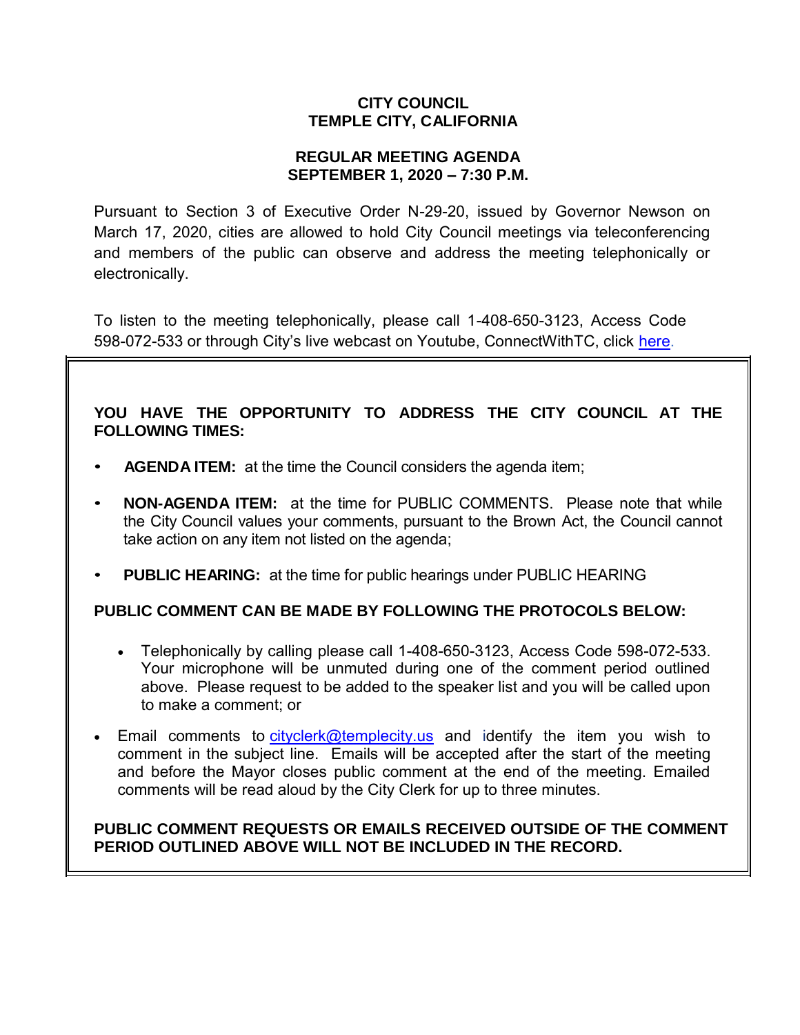**CITY COUNCIL**
**TEMPLE CITY, CALIFORNIA**

**REGULAR MEETING AGENDA**
**SEPTEMBER 1, 2020 – 7:30 P.M.**

Pursuant to Section 3 of Executive Order N-29-20, issued by Governor Newson on March 17, 2020, cities are allowed to hold City Council meetings via teleconferencing and members of the public can observe and address the meeting telephonically or electronically.

To listen to the meeting telephonically, please call 1-408-650-3123, Access Code 598-072-533 or through City's live webcast on Youtube, ConnectWithTC, click here.

**YOU HAVE THE OPPORTUNITY TO ADDRESS THE CITY COUNCIL AT THE FOLLOWING TIMES:**

- **AGENDA ITEM:** at the time the Council considers the agenda item;
- **NON-AGENDA ITEM:** at the time for PUBLIC COMMENTS. Please note that while the City Council values your comments, pursuant to the Brown Act, the Council cannot take action on any item not listed on the agenda;
- **PUBLIC HEARING:** at the time for public hearings under PUBLIC HEARING

**PUBLIC COMMENT CAN BE MADE BY FOLLOWING THE PROTOCOLS BELOW:**

- Telephonically by calling please call 1-408-650-3123, Access Code 598-072-533. Your microphone will be unmuted during one of the comment period outlined above. Please request to be added to the speaker list and you will be called upon to make a comment; or
- Email comments to cityclerk@templecity.us and identify the item you wish to comment in the subject line. Emails will be accepted after the start of the meeting and before the Mayor closes public comment at the end of the meeting. Emailed comments will be read aloud by the City Clerk for up to three minutes.

**PUBLIC COMMENT REQUESTS OR EMAILS RECEIVED OUTSIDE OF THE COMMENT PERIOD OUTLINED ABOVE WILL NOT BE INCLUDED IN THE RECORD.**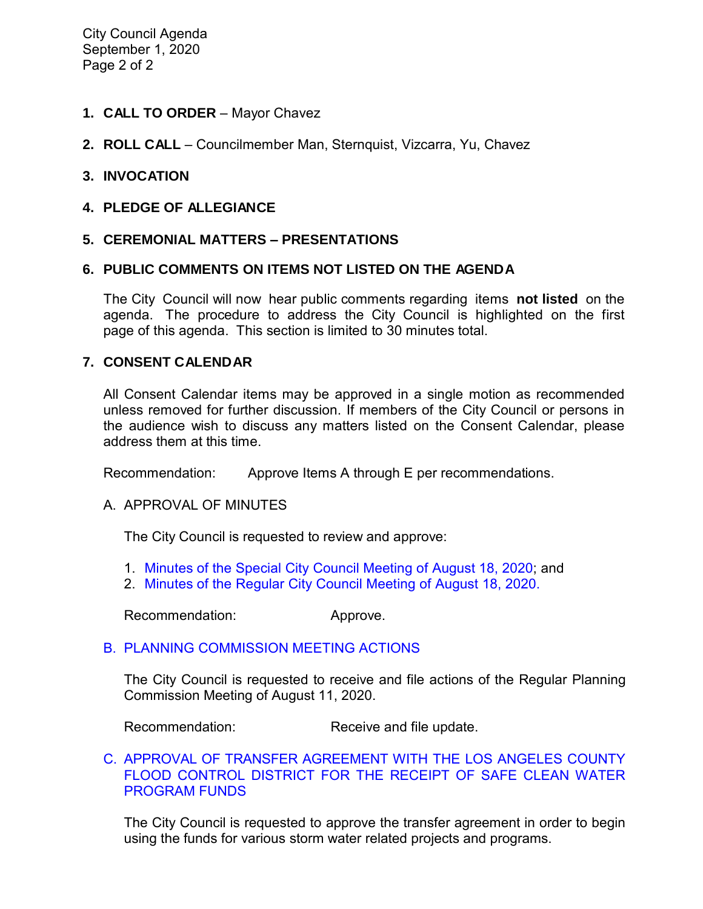1. **CALL TO ORDER** – Mayor Chavez

2. **ROLL CALL** – Councilmember Man, Sternquist, Vizcarra, Yu, Chavez

3. **INVOCATION**

4. **PLEDGE OF ALLEGIANCE**

5. **CEREMONIAL MATTERS – PRESENTATIONS**

6. **PUBLIC COMMENTS ON ITEMS NOT LISTED ON THE AGENDA**

   The City Council will now hear public comments regarding items **not listed** on the agenda. The procedure to address the City Council is highlighted on the first page of this agenda. This section is limited to 30 minutes total.

7. **CONSENT CALENDAR**

   All Consent Calendar items may be approved in a single motion as recommended unless removed for further discussion. If members of the City Council or persons in the audience wish to discuss any matters listed on the Consent Calendar, please address them at this time.

   Recommendation: Approve Items A through E per recommendations.

   A. APPROVAL OF MINUTES

      The City Council is requested to review and approve:

      1. Minutes of the Special City Council Meeting of August 18, 2020; and
      2. Minutes of the Regular City Council Meeting of August 18, 2020.

      Recommendation: Approve.

   B. PLANNING COMMISSION MEETING ACTIONS

      The City Council is requested to receive and file actions of the Regular Planning Commission Meeting of August 11, 2020.

      Recommendation: Receive and file update.

   C. APPROVAL OF TRANSFER AGREEMENT WITH THE LOS ANGELES COUNTY FLOOD CONTROL DISTRICT FOR THE RECEIPT OF SAFE CLEAN WATER PROGRAM FUNDS

      The City Council is requested to approve the transfer agreement in order to begin using the funds for various storm water related projects and programs.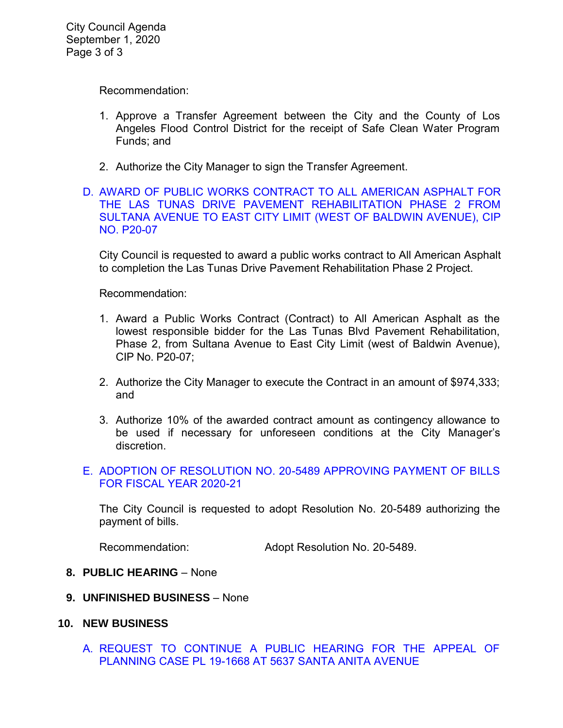Recommendation:

1. Approve a Transfer Agreement between the City and the County of Los Angeles Flood Control District for the receipt of Safe Clean Water Program Funds; and

2. Authorize the City Manager to sign the Transfer Agreement.

D. AWARD OF PUBLIC WORKS CONTRACT TO ALL AMERICAN ASPHALT FOR THE LAS TUNAS DRIVE PAVEMENT REHABILITATION PHASE 2 FROM SULTANA AVENUE TO EAST CITY LIMIT (WEST OF BALDWIN AVENUE), CIP NO. P20-07

City Council is requested to award a public works contract to All American Asphalt to completion the Las Tunas Drive Pavement Rehabilitation Phase 2 Project.

Recommendation:

1. Award a Public Works Contract (Contract) to All American Asphalt as the lowest responsible bidder for the Las Tunas Blvd Pavement Rehabilitation, Phase 2, from Sultana Avenue to East City Limit (west of Baldwin Avenue), CIP No. P20-07;

2. Authorize the City Manager to execute the Contract in an amount of $974,333; and

3. Authorize 10% of the awarded contract amount as contingency allowance to be used if necessary for unforeseen conditions at the City Manager's discretion.

E. ADOPTION OF RESOLUTION NO. 20-5489 APPROVING PAYMENT OF BILLS FOR FISCAL YEAR 2020-21

The City Council is requested to adopt Resolution No. 20-5489 authorizing the payment of bills.

Recommendation: Adopt Resolution No. 20-5489.

**8. PUBLIC HEARING** – None

**9. UNFINISHED BUSINESS** – None

**10. NEW BUSINESS**

A. REQUEST TO CONTINUE A PUBLIC HEARING FOR THE APPEAL OF PLANNING CASE PL 19-1668 AT 5637 SANTA ANITA AVENUE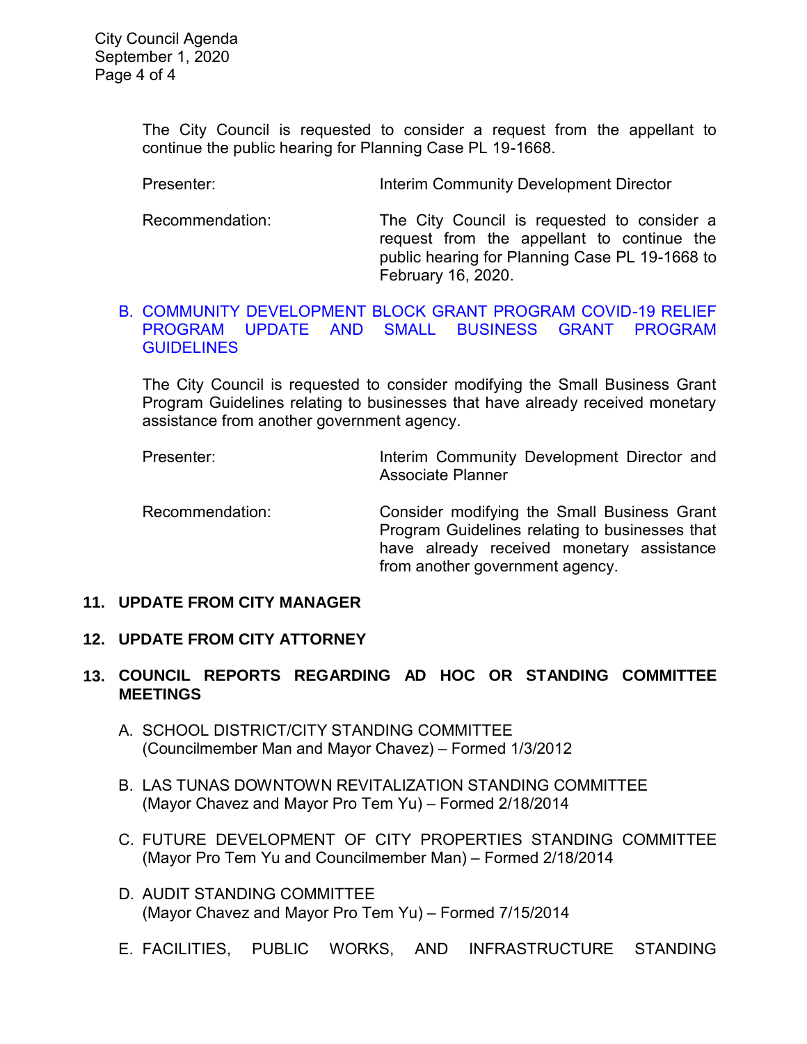The City Council is requested to consider a request from the appellant to continue the public hearing for Planning Case PL 19-1668.

Presenter: Interim Community Development Director

Recommendation: The City Council is requested to consider a request from the appellant to continue the public hearing for Planning Case PL 19-1668 to February 16, 2020.

B. COMMUNITY DEVELOPMENT BLOCK GRANT PROGRAM COVID-19 RELIEF PROGRAM UPDATE AND SMALL BUSINESS GRANT PROGRAM GUIDELINES

The City Council is requested to consider modifying the Small Business Grant Program Guidelines relating to businesses that have already received monetary assistance from another government agency.

Presenter: Interim Community Development Director and Associate Planner

Recommendation: Consider modifying the Small Business Grant Program Guidelines relating to businesses that have already received monetary assistance from another government agency.

## 11. UPDATE FROM CITY MANAGER

## 12. UPDATE FROM CITY ATTORNEY

## 13. COUNCIL REPORTS REGARDING AD HOC OR STANDING COMMITTEE MEETINGS

A. SCHOOL DISTRICT/CITY STANDING COMMITTEE
(Councilmember Man and Mayor Chavez) – Formed 1/3/2012

B. LAS TUNAS DOWNTOWN REVITALIZATION STANDING COMMITTEE
(Mayor Chavez and Mayor Pro Tem Yu) – Formed 2/18/2014

C. FUTURE DEVELOPMENT OF CITY PROPERTIES STANDING COMMITTEE
(Mayor Pro Tem Yu and Councilmember Man) – Formed 2/18/2014

D. AUDIT STANDING COMMITTEE
(Mayor Chavez and Mayor Pro Tem Yu) – Formed 7/15/2014

E. FACILITIES, PUBLIC WORKS, AND INFRASTRUCTURE STANDING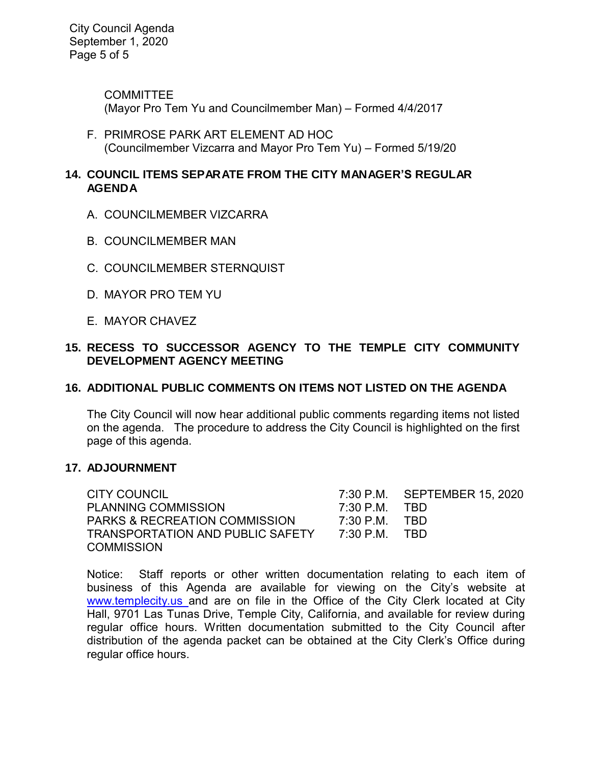COMMITTEE
(Mayor Pro Tem Yu and Councilmember Man) – Formed 4/4/2017

F. PRIMROSE PARK ART ELEMENT AD HOC
(Councilmember Vizcarra and Mayor Pro Tem Yu) – Formed 5/19/20

## 14. COUNCIL ITEMS SEPARATE FROM THE CITY MANAGER'S REGULAR AGENDA

A. COUNCILMEMBER VIZCARRA

B. COUNCILMEMBER MAN

C. COUNCILMEMBER STERNQUIST

D. MAYOR PRO TEM YU

E. MAYOR CHAVEZ

## 15. RECESS TO SUCCESSOR AGENCY TO THE TEMPLE CITY COMMUNITY DEVELOPMENT AGENCY MEETING

## 16. ADDITIONAL PUBLIC COMMENTS ON ITEMS NOT LISTED ON THE AGENDA

The City Council will now hear additional public comments regarding items not listed on the agenda. The procedure to address the City Council is highlighted on the first page of this agenda.

## 17. ADJOURNMENT

| | | |
|---|---|---|
| CITY COUNCIL | 7:30 P.M. | SEPTEMBER 15, 2020 |
| PLANNING COMMISSION | 7:30 P.M. | TBD |
| PARKS & RECREATION COMMISSION | 7:30 P.M. | TBD |
| TRANSPORTATION AND PUBLIC SAFETY COMMISSION | 7:30 P.M. | TBD |

Notice: Staff reports or other written documentation relating to each item of business of this Agenda are available for viewing on the City's website at www.templecity.us and are on file in the Office of the City Clerk located at City Hall, 9701 Las Tunas Drive, Temple City, California, and available for review during regular office hours. Written documentation submitted to the City Council after distribution of the agenda packet can be obtained at the City Clerk's Office during regular office hours.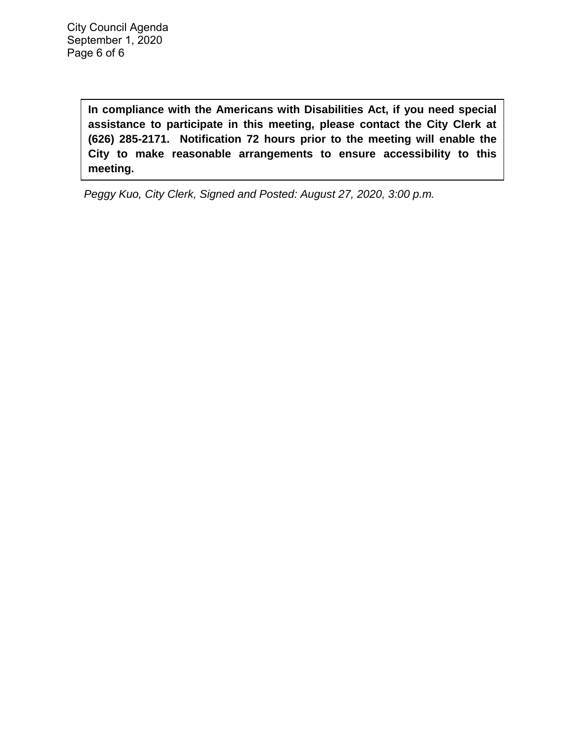**In compliance with the Americans with Disabilities Act, if you need special assistance to participate in this meeting, please contact the City Clerk at (626) 285-2171. Notification 72 hours prior to the meeting will enable the City to make reasonable arrangements to ensure accessibility to this meeting.**

*Peggy Kuo, City Clerk, Signed and Posted: August 27, 2020, 3:00 p.m.*